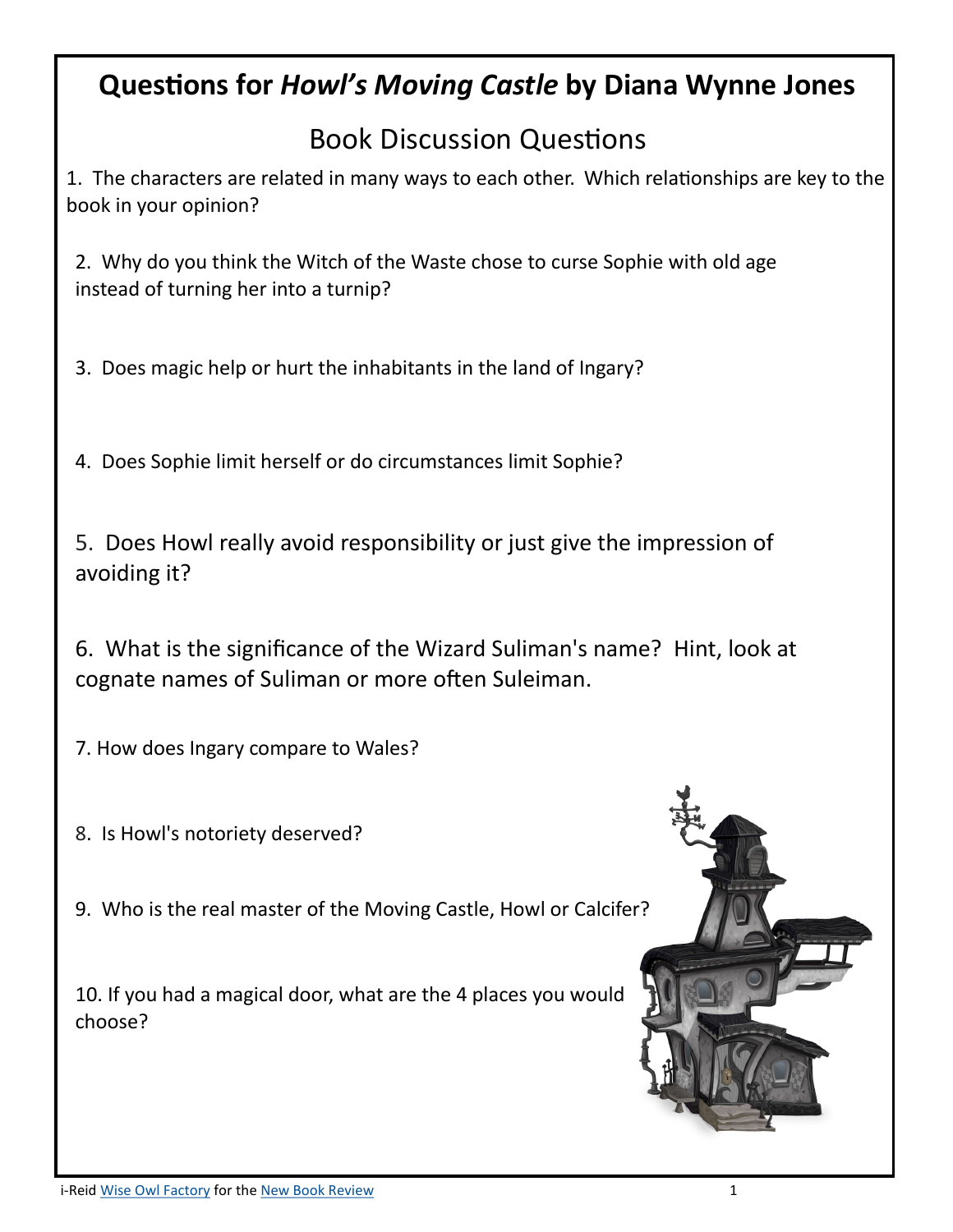# Questions for *Howl's Moving Castle* by Diana Wynne Jones

## Book Discussion Questions

1. The characters are related in many ways to each other. Which relationships are key to the book in your opinion?

2. Why do you think the Witch of the Waste chose to curse Sophie with old age instead of turning her into a turnip?

3. Does magic help or hurt the inhabitants in the land of Ingary?

4. Does Sophie limit herself or do circumstances limit Sophie?

5. Does Howl really avoid responsibility or just give the impression of avoiding it?

6. What is the significance of the Wizard Suliman's name? Hint, look at cognate names of Suliman or more often Suleiman.

7. How does Ingary compare to Wales?

8. Is Howl's notoriety deserved?

9. Who is the real master of the Moving Castle, Howl or Calcifer?

10. If you had a magical door, what are the 4 places you would choose?

i-Reid [Wise Owl Factory](#) for the [New Book Review](#)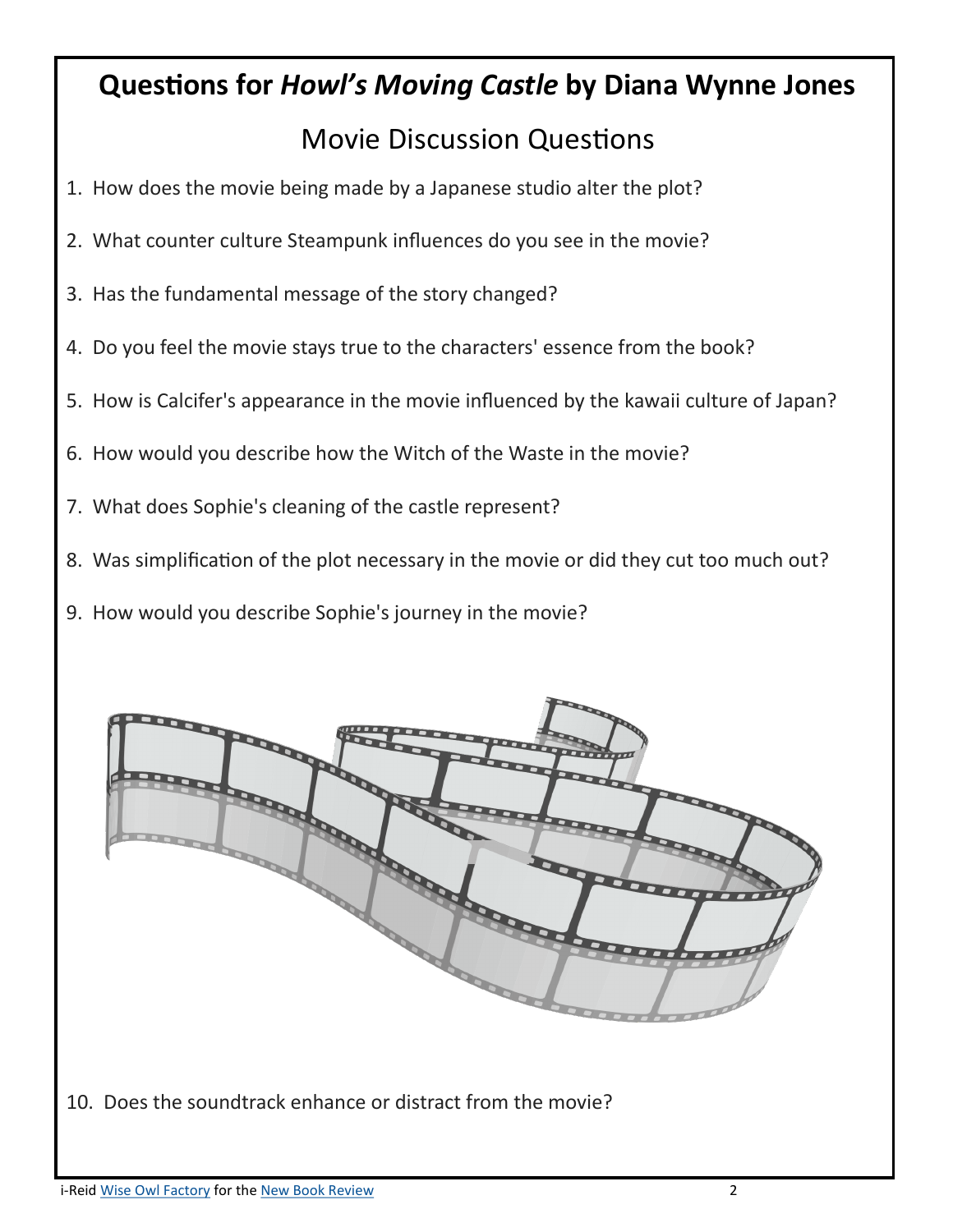# Questions for *Howl's Moving Castle* by Diana Wynne Jones

## Movie Discussion Questions

1. How does the movie being made by a Japanese studio alter the plot?
2. What counter culture Steampunk influences do you see in the movie?
3. Has the fundamental message of the story changed?
4. Do you feel the movie stays true to the characters' essence from the book?
5. How is Calcifer's appearance in the movie influenced by the kawaii culture of Japan?
6. How would you describe how the Witch of the Waste in the movie?
7. What does Sophie's cleaning of the castle represent?
8. Was simplification of the plot necessary in the movie or did they cut too much out?
9. How would you describe Sophie's journey in the movie?
10. Does the soundtrack enhance or distract from the movie?

i-Reid Wise Owl Factory for the New Book Review